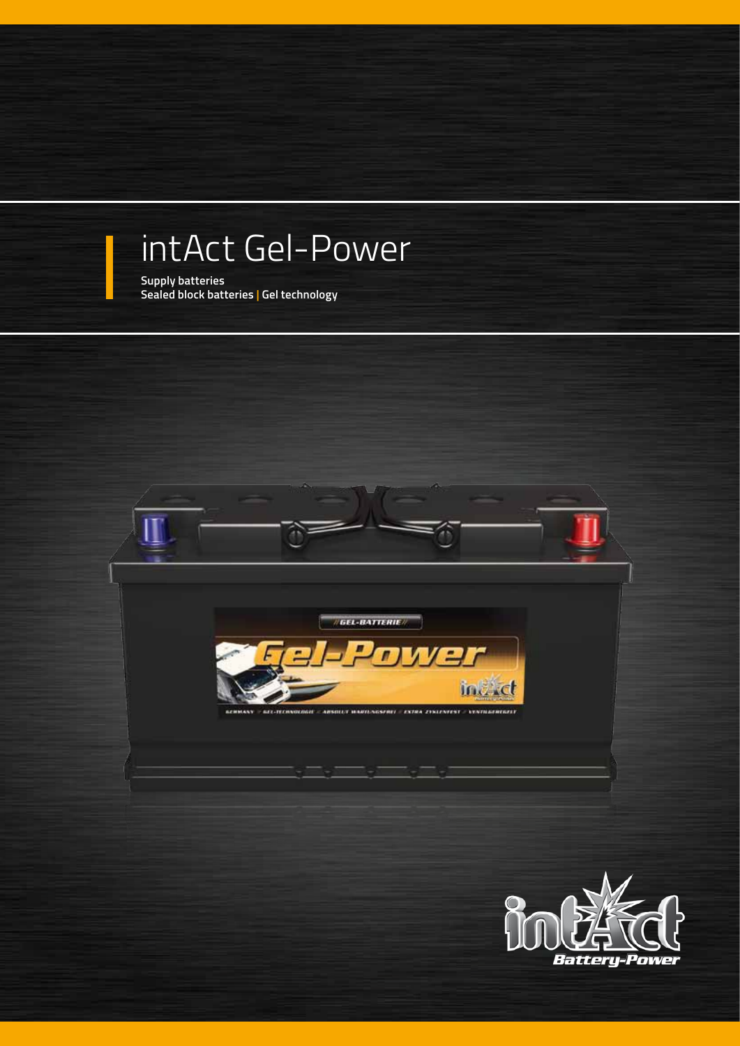# intAct Gel-Power

Supply batteries
Sealed block batteries | Gel technology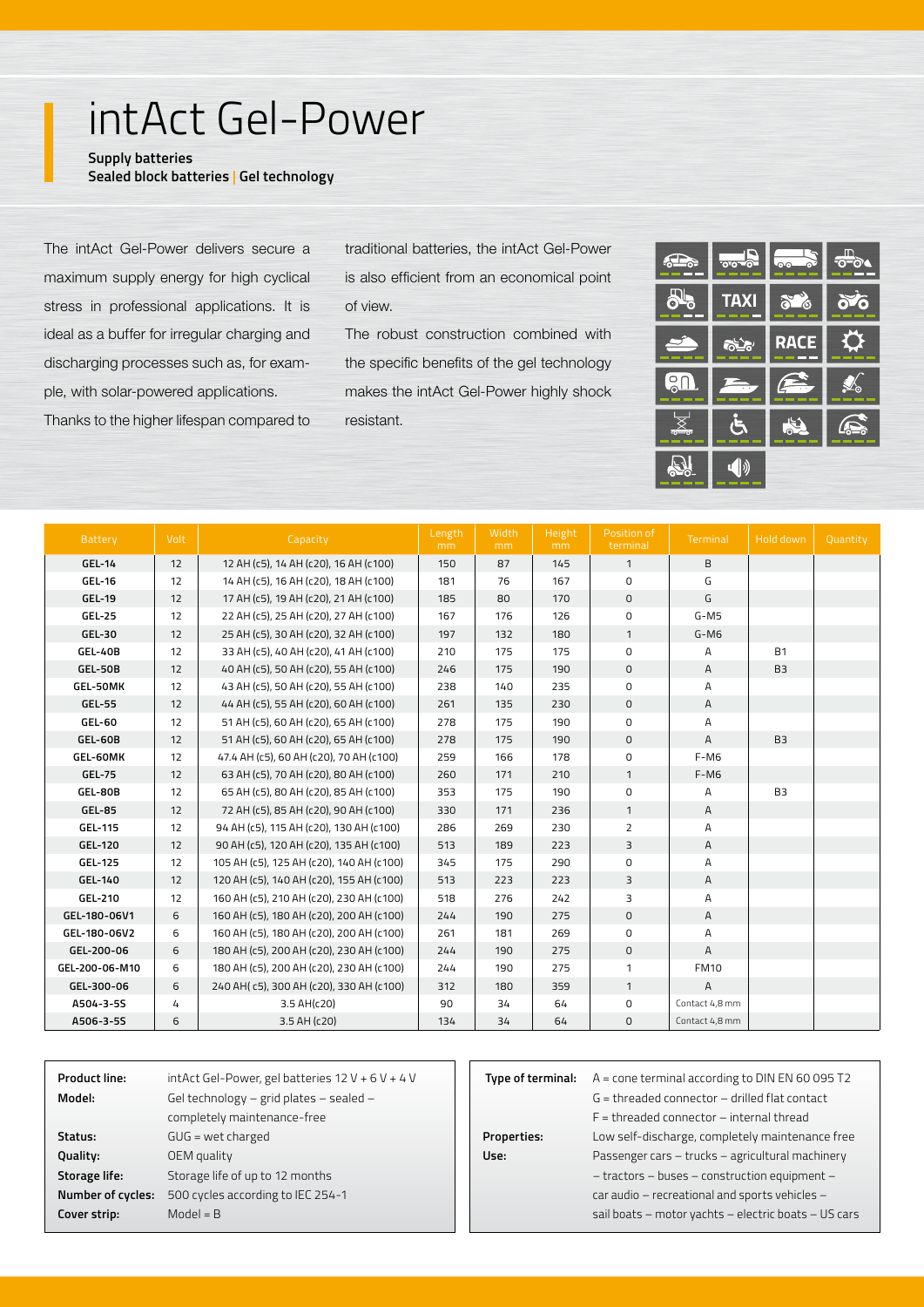# intAct Gel-Power

**Supply batteries**
**Sealed block batteries | Gel technology**

The intAct Gel-Power delivers secure a maximum supply energy for high cyclical stress in professional applications. It is ideal as a buffer for irregular charging and discharging processes such as, for example, with solar-powered applications.
Thanks to the higher lifespan compared to traditional batteries, the intAct Gel-Power is also efficient from an economical point of view.
The robust construction combined with the specific benefits of the gel technology makes the intAct Gel-Power highly shock resistant.

TAXI
RACE

| Battery | Volt | Capacity | Length mm | Width mm | Height mm | Position of terminal | Terminal | Hold down | Quantity |
|---|---|---|---|---|---|---|---|---|---|
| GEL-14 | 12 | 12 AH (c5), 14 AH (c20), 16 AH (c100) | 150 | 87 | 145 | 1 | B | | |
| GEL-16 | 12 | 14 AH (c5), 16 AH (c20), 18 AH (c100) | 181 | 76 | 167 | 0 | G | | |
| GEL-19 | 12 | 17 AH (c5), 19 AH (c20), 21 AH (c100) | 185 | 80 | 170 | 0 | G | | |
| GEL-25 | 12 | 22 AH (c5), 25 AH (c20), 27 AH (c100) | 167 | 176 | 126 | 0 | G-M5 | | |
| GEL-30 | 12 | 25 AH (c5), 30 AH (c20), 32 AH (c100) | 197 | 132 | 180 | 1 | G-M6 | | |
| GEL-40B | 12 | 33 AH (c5), 40 AH (c20), 41 AH (c100) | 210 | 175 | 175 | 0 | A | B1 | |
| GEL-50B | 12 | 40 AH (c5), 50 AH (c20), 55 AH (c100) | 246 | 175 | 190 | 0 | A | B3 | |
| GEL-50MK | 12 | 43 AH (c5), 50 AH (c20), 55 AH (c100) | 238 | 140 | 235 | 0 | A | | |
| GEL-55 | 12 | 44 AH (c5), 55 AH (c20), 60 AH (c100) | 261 | 135 | 230 | 0 | A | | |
| GEL-60 | 12 | 51 AH (c5), 60 AH (c20), 65 AH (c100) | 278 | 175 | 190 | 0 | A | | |
| GEL-60B | 12 | 51 AH (c5), 60 AH (c20), 65 AH (c100) | 278 | 175 | 190 | 0 | A | B3 | |
| GEL-60MK | 12 | 47.4 AH (c5), 60 AH (c20), 70 AH (c100) | 259 | 166 | 178 | 0 | F-M6 | | |
| GEL-75 | 12 | 63 AH (c5), 70 AH (c20), 80 AH (c100) | 260 | 171 | 210 | 1 | F-M6 | | |
| GEL-80B | 12 | 65 AH (c5), 80 AH (c20), 85 AH (c100) | 353 | 175 | 190 | 0 | A | B3 | |
| GEL-85 | 12 | 72 AH (c5), 85 AH (c20), 90 AH (c100) | 330 | 171 | 236 | 1 | A | | |
| GEL-115 | 12 | 94 AH (c5), 115 AH (c20), 130 AH (c100) | 286 | 269 | 230 | 2 | A | | |
| GEL-120 | 12 | 90 AH (c5), 120 AH (c20), 135 AH (c100) | 513 | 189 | 223 | 3 | A | | |
| GEL-125 | 12 | 105 AH (c5), 125 AH (c20), 140 AH (c100) | 345 | 175 | 290 | 0 | A | | |
| GEL-140 | 12 | 120 AH (c5), 140 AH (c20), 155 AH (c100) | 513 | 223 | 223 | 3 | A | | |
| GEL-210 | 12 | 160 AH (c5), 210 AH (c20), 230 AH (c100) | 518 | 276 | 242 | 3 | A | | |
| GEL-180-06V1 | 6 | 160 AH (c5), 180 AH (c20), 200 AH (c100) | 244 | 190 | 275 | 0 | A | | |
| GEL-180-06V2 | 6 | 160 AH (c5), 180 AH (c20), 200 AH (c100) | 261 | 181 | 269 | 0 | A | | |
| GEL-200-06 | 6 | 180 AH (c5), 200 AH (c20), 230 AH (c100) | 244 | 190 | 275 | 0 | A | | |
| GEL-200-06-M10 | 6 | 180 AH (c5), 200 AH (c20), 230 AH (c100) | 244 | 190 | 275 | 1 | FM10 | | |
| GEL-300-06 | 6 | 240 AH( c5), 300 AH (c20), 330 AH (c100) | 312 | 180 | 359 | 1 | A | | |
| A504-3-5S | 4 | 3.5 AH(c20) | 90 | 34 | 64 | 0 | Contact 4,8 mm | | |
| A506-3-5S | 6 | 3.5 AH (c20) | 134 | 34 | 64 | 0 | Contact 4,8 mm | | |

| | |
|---|---|
| **Product line:** | intAct Gel-Power, gel batteries 12 V + 6 V + 4 V |
| **Model:** | Gel technology – grid plates – sealed – completely maintenance-free |
| **Status:** | GUG = wet charged |
| **Quality:** | OEM quality |
| **Storage life:** | Storage life of up to 12 months |
| **Number of cycles:** | 500 cycles according to IEC 254-1 |
| **Cover strip:** | Model = B |

| | |
|---|---|
| **Type of terminal:** | A = cone terminal according to DIN EN 60 095 T2<br>G = threaded connector – drilled flat contact<br>F = threaded connector – internal thread |
| **Properties:** | Low self-discharge, completely maintenance free |
| **Use:** | Passenger cars – trucks – agricultural machinery – tractors – buses – construction equipment – car audio – recreational and sports vehicles – sail boats – motor yachts – electric boats – US cars |